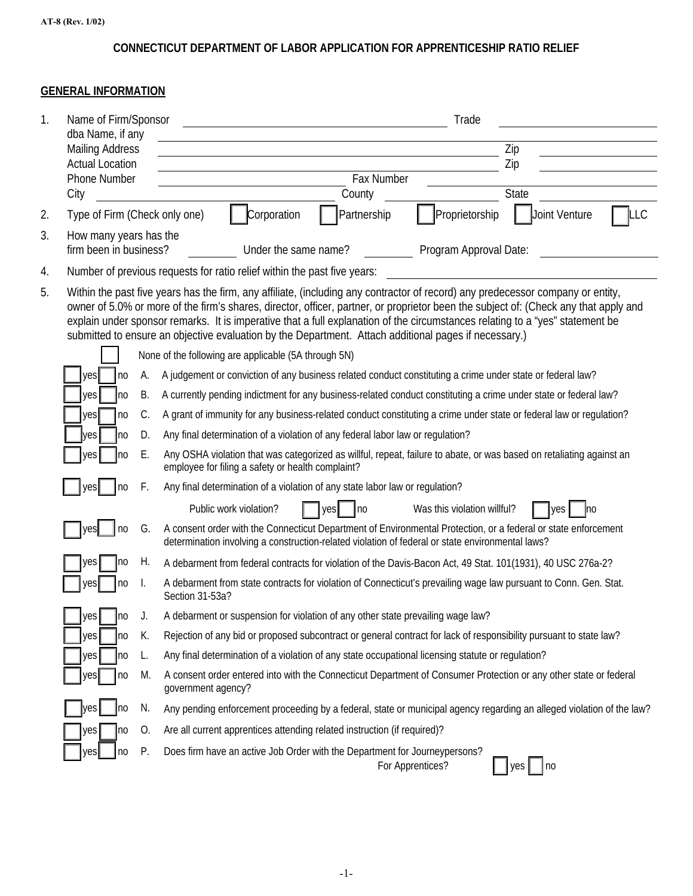AT-8 (Rev. 1/02)

# CONNECTICUT DEPARTMENT OF LABOR APPLICATION FOR APPRENTICESHIP RATIO RELIEF

## GENERAL INFORMATION

1. Name of Firm/Sponsor ______________________ Trade ______________
   dba Name, if any ______________________
   Mailing Address ______________________ Zip ______________
   Actual Location ______________________ Zip ______________
   Phone Number ______________ Fax Number ______________
   City ______________ County ______________ State ______________

2. Type of Firm (Check only one) ☐ Corporation ☐ Partnership ☐ Proprietorship ☐ Joint Venture ☐ LLC

3. How many years has the firm been in business? ________ Under the same name? ________ Program Approval Date: ______________

4. Number of previous requests for ratio relief within the past five years: ______________

5. Within the past five years has the firm, any affiliate, (including any contractor of record) any predecessor company or entity, owner of 5.0% or more of the firm's shares, director, officer, partner, or proprietor been the subject of: (Check any that apply and explain under sponsor remarks. It is imperative that a full explanation of the circumstances relating to a "yes" statement be submitted to ensure an objective evaluation by the Department. Attach additional pages if necessary.)

   ☐ None of the following are applicable (5A through 5N)

   ☐ yes ☐ no A. A judgement or conviction of any business related conduct constituting a crime under state or federal law?

   ☐ yes ☐ no B. A currently pending indictment for any business-related conduct constituting a crime under state or federal law?

   ☐ yes ☐ no C. A grant of immunity for any business-related conduct constituting a crime under state or federal law or regulation?

   ☐ yes ☐ no D. Any final determination of a violation of any federal labor law or regulation?

   ☐ yes ☐ no E. Any OSHA violation that was categorized as willful, repeat, failure to abate, or was based on retaliating against an employee for filing a safety or health complaint?

   ☐ yes ☐ no F. Any final determination of a violation of any state labor law or regulation?

   Public work violation? ☐ yes ☐ no Was this violation willful? ☐ yes ☐ no

   ☐ yes ☐ no G. A consent order with the Connecticut Department of Environmental Protection, or a federal or state enforcement determination involving a construction-related violation of federal or state environmental laws?

   ☐ yes ☐ no H. A debarment from federal contracts for violation of the Davis-Bacon Act, 49 Stat. 101(1931), 40 USC 276a-2?

   ☐ yes ☐ no I. A debarment from state contracts for violation of Connecticut's prevailing wage law pursuant to Conn. Gen. Stat. Section 31-53a?

   ☐ yes ☐ no J. A debarment or suspension for violation of any other state prevailing wage law?

   ☐ yes ☐ no K. Rejection of any bid or proposed subcontract or general contract for lack of responsibility pursuant to state law?

   ☐ yes ☐ no L. Any final determination of a violation of any state occupational licensing statute or regulation?

   ☐ yes ☐ no M. A consent order entered into with the Connecticut Department of Consumer Protection or any other state or federal government agency?

   ☐ yes ☐ no N. Any pending enforcement proceeding by a federal, state or municipal agency regarding an alleged violation of the law?

   ☐ yes ☐ no O. Are all current apprentices attending related instruction (if required)?

   ☐ yes ☐ no P. Does firm have an active Job Order with the Department for Journeypersons?
   For Apprentices? ☐ yes ☐ no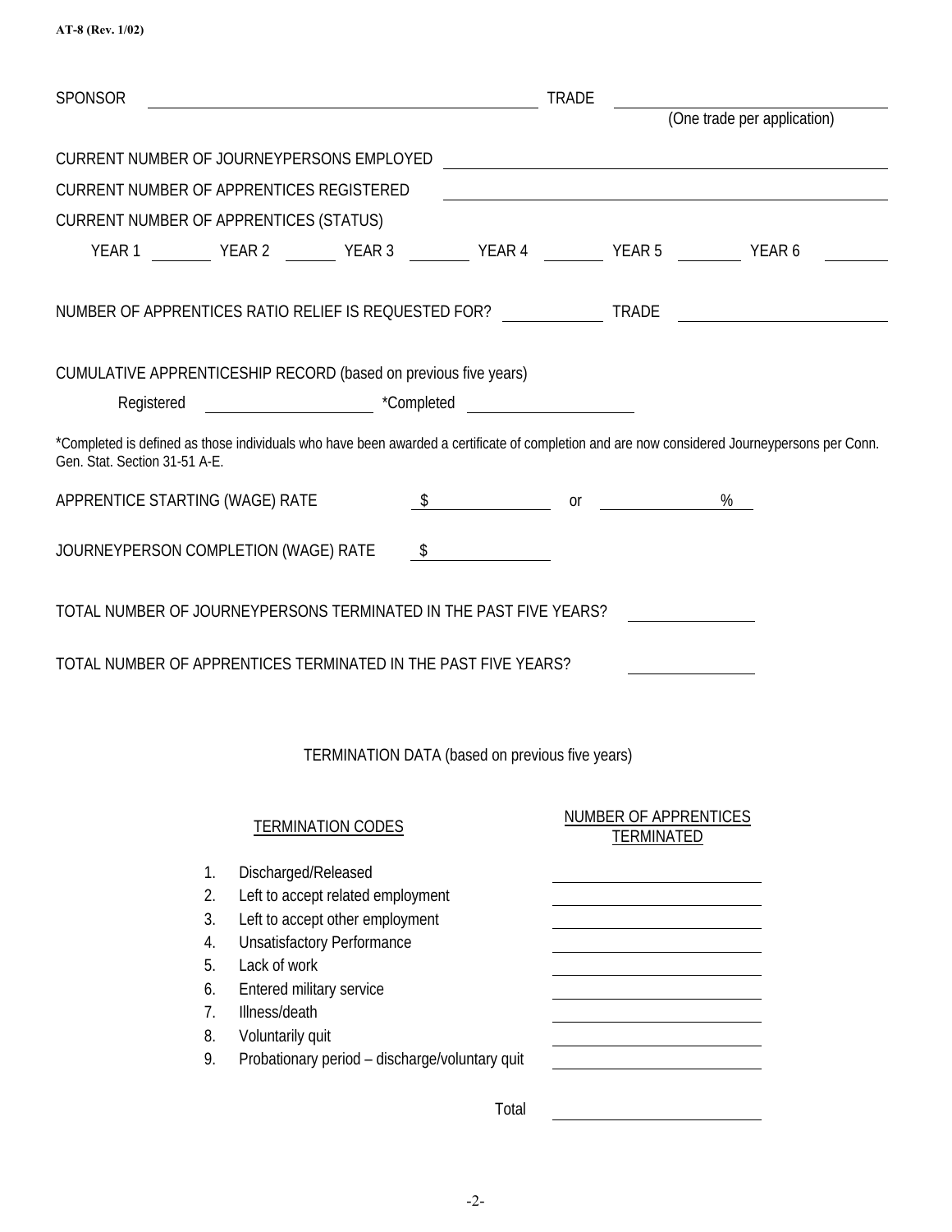AT-8 (Rev. 1/02)

SPONSOR ______________________________ TRADE ______________________________
(One trade per application)

CURRENT NUMBER OF JOURNEYPERSONS EMPLOYED ______________________________

CURRENT NUMBER OF APPRENTICES REGISTERED ______________________________

CURRENT NUMBER OF APPRENTICES (STATUS)

YEAR 1 ______ YEAR 2 ______ YEAR 3 ______ YEAR 4 ______ YEAR 5 ______ YEAR 6 ______

NUMBER OF APPRENTICES RATIO RELIEF IS REQUESTED FOR? ____________ TRADE ______________________

CUMULATIVE APPRENTICESHIP RECORD (based on previous five years)

Registered ____________________ *Completed ____________________

*Completed is defined as those individuals who have been awarded a certificate of completion and are now considered Journeypersons per Conn. Gen. Stat. Section 31-51 A-E.

APPRENTICE STARTING (WAGE) RATE $ ______________ or ______________ %

JOURNEYPERSON COMPLETION (WAGE) RATE $ ______________

TOTAL NUMBER OF JOURNEYPERSONS TERMINATED IN THE PAST FIVE YEARS? ______________

TOTAL NUMBER OF APPRENTICES TERMINATED IN THE PAST FIVE YEARS? ______________

TERMINATION DATA (based on previous five years)

| TERMINATION CODES | NUMBER OF APPRENTICES TERMINATED |
|---|---|
| 1. Discharged/Released | |
| 2. Left to accept related employment | |
| 3. Left to accept other employment | |
| 4. Unsatisfactory Performance | |
| 5. Lack of work | |
| 6. Entered military service | |
| 7. Illness/death | |
| 8. Voluntarily quit | |
| 9. Probationary period – discharge/voluntary quit | |
| Total | |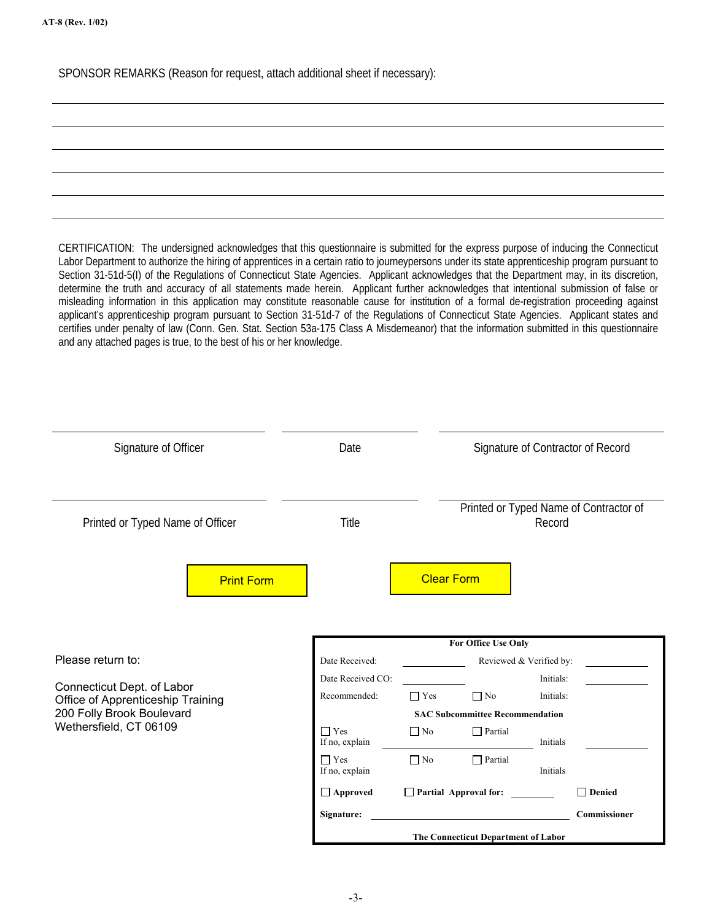SPONSOR REMARKS (Reason for request, attach additional sheet if necessary):

______________________________________________________________________

______________________________________________________________________

______________________________________________________________________

______________________________________________________________________

______________________________________________________________________

CERTIFICATION: The undersigned acknowledges that this questionnaire is submitted for the express purpose of inducing the Connecticut Labor Department to authorize the hiring of apprentices in a certain ratio to journeypersons under its state apprenticeship program pursuant to Section 31-51d-5(l) of the Regulations of Connecticut State Agencies. Applicant acknowledges that the Department may, in its discretion, determine the truth and accuracy of all statements made herein. Applicant further acknowledges that intentional submission of false or misleading information in this application may constitute reasonable cause for institution of a formal de-registration proceeding against applicant's apprenticeship program pursuant to Section 31-51d-7 of the Regulations of Connecticut State Agencies. Applicant states and certifies under penalty of law (Conn. Gen. Stat. Section 53a-175 Class A Misdemeanor) that the information submitted in this questionnaire and any attached pages is true, to the best of his or her knowledge.

| | | |
|---|---|---|
| Signature of Officer | Date | Signature of Contractor of Record |
| Printed or Typed Name of Officer | Title | Printed or Typed Name of Contractor of Record |

Print Form    Clear Form

Please return to:

Connecticut Dept. of Labor
Office of Apprenticeship Training
200 Folly Brook Boulevard
Wethersfield, CT 06109

**For Office Use Only**

| | | | | |
|---|---|---|---|---|
| Date Received: | ________ | | Reviewed & Verified by: | ________ |
| Date Received CO: | ________ | | Initials: | ________ |
| Recommended: | ☐ Yes | ☐ No | Initials: | |

**SAC Subcommittee Recommendation**

| | | | | |
|---|---|---|---|---|
| ☐ Yes<br>If no, explain | ☐ No | ☐ Partial | Initials | ________ |
| ☐ Yes<br>If no, explain | ☐ No | ☐ Partial | Initials | |

☐ **Approved**   ☐ **Partial Approval for:** ________   ☐ **Denied**

**Signature:** ______________________ **Commissioner**

**The Connecticut Department of Labor**